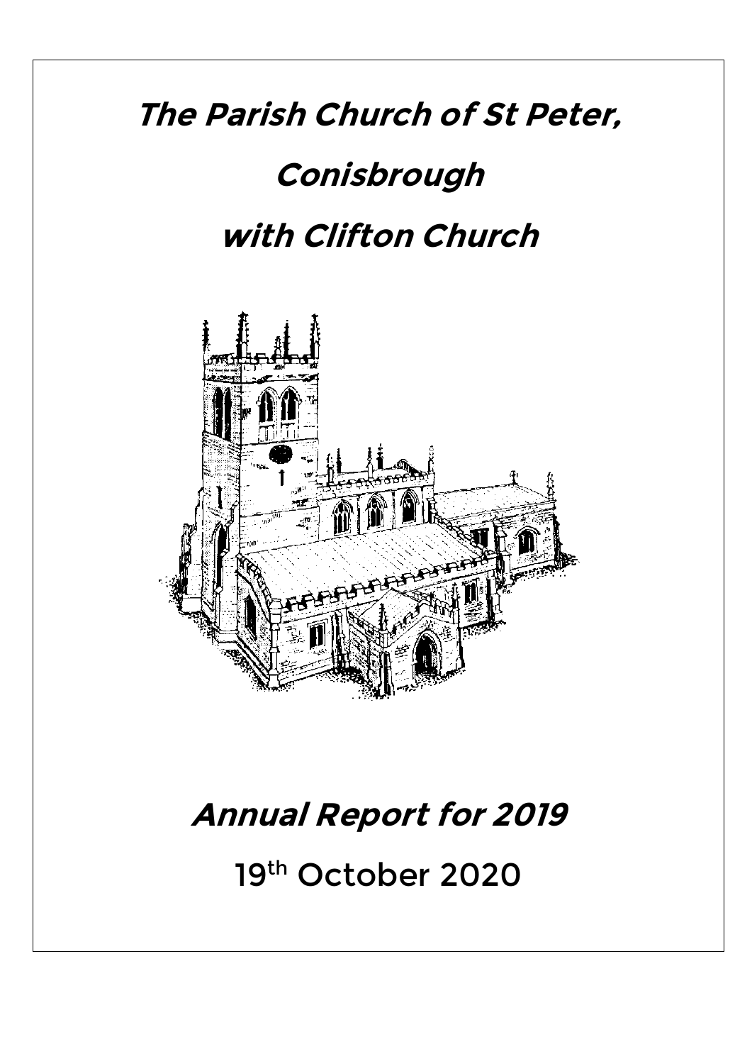# The Parish Church of St Peter, Conisbrough with Clifton Church

# Annual Report for 2019

19th October 2020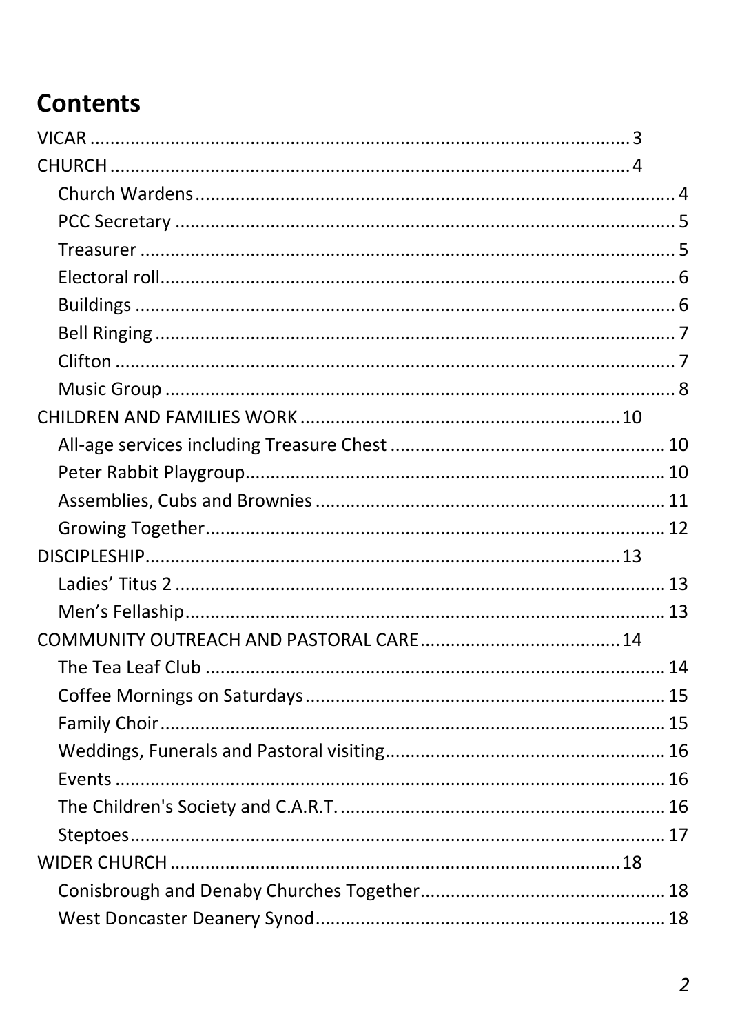## Contents

VICAR ........................................................................................................ 3
CHURCH ..................................................................................................... 4
    Church Wardens ........................................................................................ 4
    PCC Secretary ........................................................................................... 5
    Treasurer .................................................................................................. 5
    Electoral roll .............................................................................................. 6
    Buildings ................................................................................................... 6
    Bell Ringing ............................................................................................... 7
    Clifton ....................................................................................................... 7
    Music Group .............................................................................................. 8
CHILDREN AND FAMILIES WORK ............................................................. 10
    All-age services including Treasure Chest ................................................ 10
    Peter Rabbit Playgroup ............................................................................. 10
    Assemblies, Cubs and Brownies ............................................................... 11
    Growing Together ..................................................................................... 12
DISCIPLESHIP ............................................................................................ 13
    Ladies' Titus 2 .......................................................................................... 13
    Men's Fellaship ........................................................................................ 13
COMMUNITY OUTREACH AND PASTORAL CARE ........................................ 14
    The Tea Leaf Club .................................................................................... 14
    Coffee Mornings on Saturdays .................................................................. 15
    Family Choir ............................................................................................. 15
    Weddings, Funerals and Pastoral visiting .................................................. 16
    Events ..................................................................................................... 16
    The Children's Society and C.A.R.T. .......................................................... 16
    Steptoes ................................................................................................... 17
WIDER CHURCH ......................................................................................... 18
    Conisbrough and Denaby Churches Together ............................................ 18
    West Doncaster Deanery Synod ................................................................ 18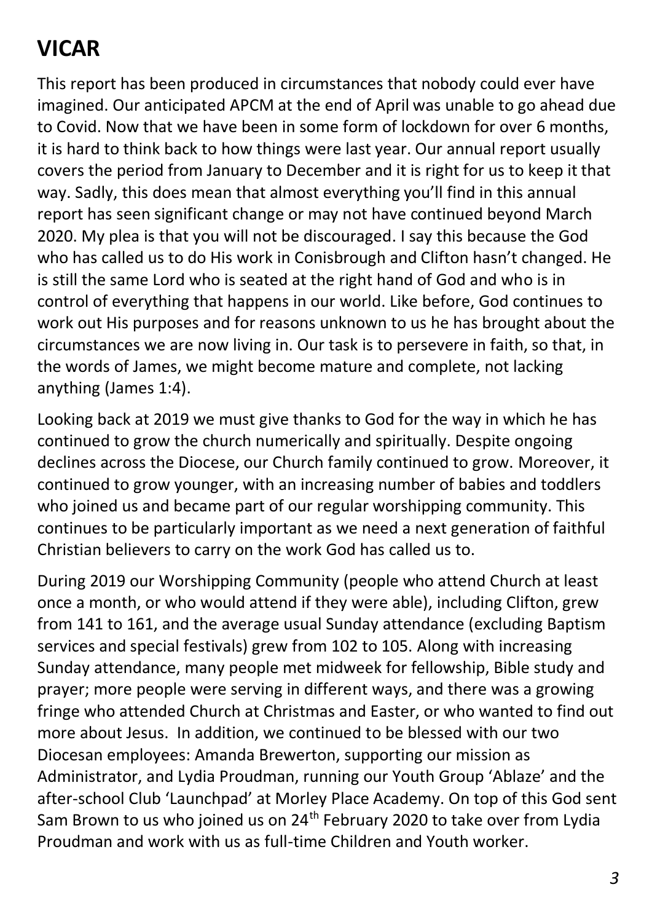# VICAR

This report has been produced in circumstances that nobody could ever have imagined. Our anticipated APCM at the end of April was unable to go ahead due to Covid. Now that we have been in some form of lockdown for over 6 months, it is hard to think back to how things were last year. Our annual report usually covers the period from January to December and it is right for us to keep it that way. Sadly, this does mean that almost everything you'll find in this annual report has seen significant change or may not have continued beyond March 2020. My plea is that you will not be discouraged. I say this because the God who has called us to do His work in Conisbrough and Clifton hasn't changed. He is still the same Lord who is seated at the right hand of God and who is in control of everything that happens in our world. Like before, God continues to work out His purposes and for reasons unknown to us he has brought about the circumstances we are now living in. Our task is to persevere in faith, so that, in the words of James, we might become mature and complete, not lacking anything (James 1:4).

Looking back at 2019 we must give thanks to God for the way in which he has continued to grow the church numerically and spiritually. Despite ongoing declines across the Diocese, our Church family continued to grow. Moreover, it continued to grow younger, with an increasing number of babies and toddlers who joined us and became part of our regular worshipping community. This continues to be particularly important as we need a next generation of faithful Christian believers to carry on the work God has called us to.

During 2019 our Worshipping Community (people who attend Church at least once a month, or who would attend if they were able), including Clifton, grew from 141 to 161, and the average usual Sunday attendance (excluding Baptism services and special festivals) grew from 102 to 105. Along with increasing Sunday attendance, many people met midweek for fellowship, Bible study and prayer; more people were serving in different ways, and there was a growing fringe who attended Church at Christmas and Easter, or who wanted to find out more about Jesus. In addition, we continued to be blessed with our two Diocesan employees: Amanda Brewerton, supporting our mission as Administrator, and Lydia Proudman, running our Youth Group 'Ablaze' and the after-school Club 'Launchpad' at Morley Place Academy. On top of this God sent Sam Brown to us who joined us on 24th February 2020 to take over from Lydia Proudman and work with us as full-time Children and Youth worker.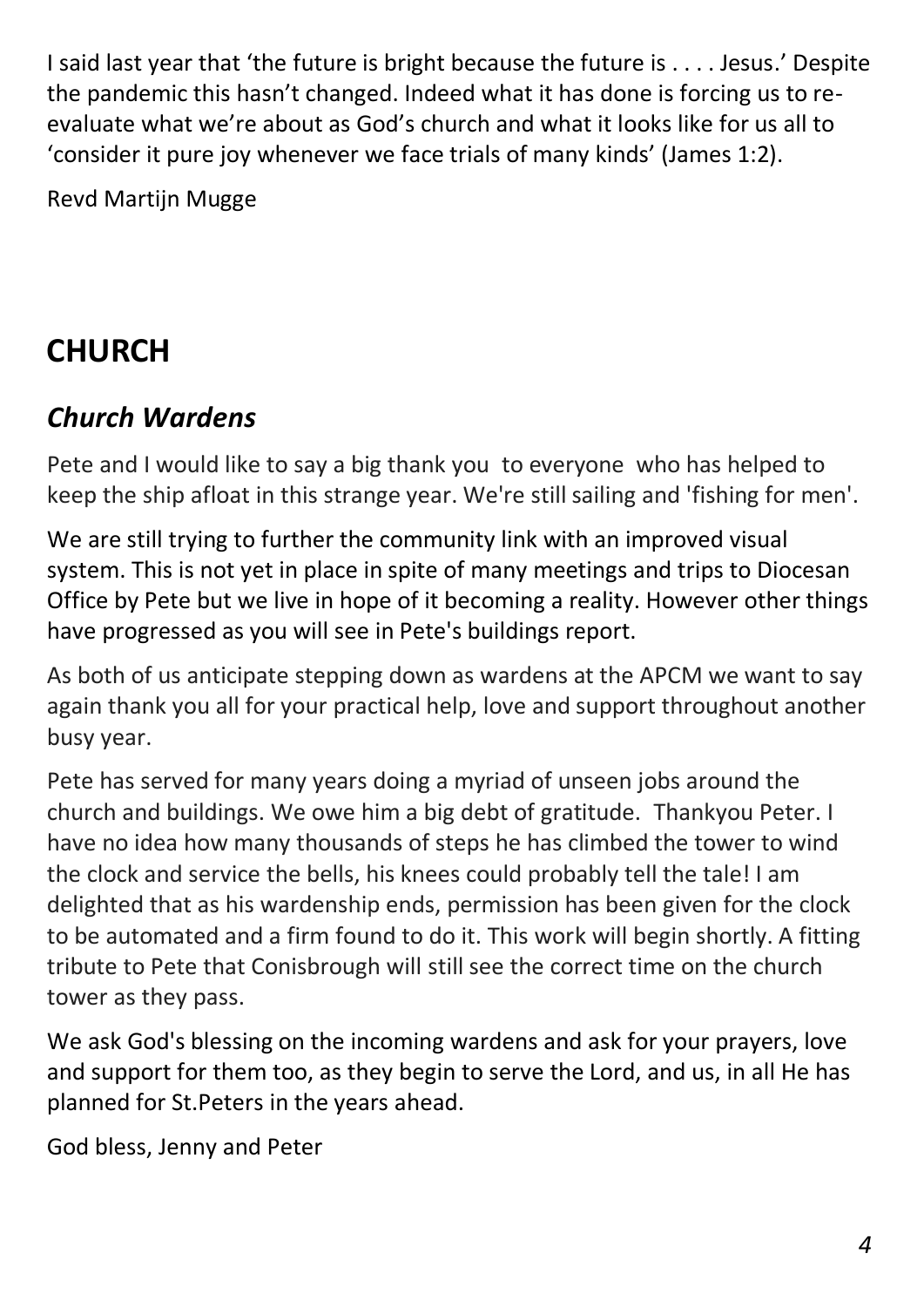I said last year that 'the future is bright because the future is . . . . Jesus.' Despite the pandemic this hasn't changed. Indeed what it has done is forcing us to re-evaluate what we're about as God's church and what it looks like for us all to 'consider it pure joy whenever we face trials of many kinds' (James 1:2).

Revd Martijn Mugge

# CHURCH

## *Church Wardens*

Pete and I would like to say a big thank you to everyone who has helped to keep the ship afloat in this strange year. We're still sailing and 'fishing for men'.

We are still trying to further the community link with an improved visual system. This is not yet in place in spite of many meetings and trips to Diocesan Office by Pete but we live in hope of it becoming a reality. However other things have progressed as you will see in Pete's buildings report.

As both of us anticipate stepping down as wardens at the APCM we want to say again thank you all for your practical help, love and support throughout another busy year.

Pete has served for many years doing a myriad of unseen jobs around the church and buildings. We owe him a big debt of gratitude. Thankyou Peter. I have no idea how many thousands of steps he has climbed the tower to wind the clock and service the bells, his knees could probably tell the tale! I am delighted that as his wardenship ends, permission has been given for the clock to be automated and a firm found to do it. This work will begin shortly. A fitting tribute to Pete that Conisbrough will still see the correct time on the church tower as they pass.

We ask God's blessing on the incoming wardens and ask for your prayers, love and support for them too, as they begin to serve the Lord, and us, in all He has planned for St.Peters in the years ahead.

God bless, Jenny and Peter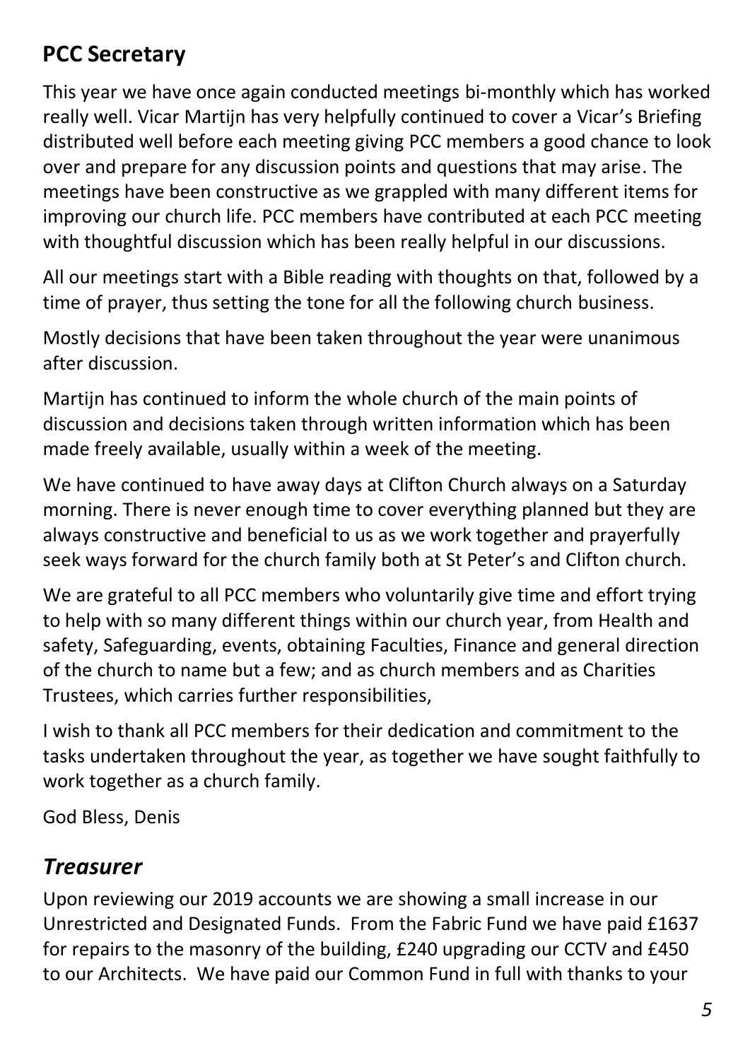## PCC Secretary

This year we have once again conducted meetings bi-monthly which has worked really well. Vicar Martijn has very helpfully continued to cover a Vicar's Briefing distributed well before each meeting giving PCC members a good chance to look over and prepare for any discussion points and questions that may arise. The meetings have been constructive as we grappled with many different items for improving our church life. PCC members have contributed at each PCC meeting with thoughtful discussion which has been really helpful in our discussions.

All our meetings start with a Bible reading with thoughts on that, followed by a time of prayer, thus setting the tone for all the following church business.

Mostly decisions that have been taken throughout the year were unanimous after discussion.

Martijn has continued to inform the whole church of the main points of discussion and decisions taken through written information which has been made freely available, usually within a week of the meeting.

We have continued to have away days at Clifton Church always on a Saturday morning. There is never enough time to cover everything planned but they are always constructive and beneficial to us as we work together and prayerfully seek ways forward for the church family both at St Peter's and Clifton church.

We are grateful to all PCC members who voluntarily give time and effort trying to help with so many different things within our church year, from Health and safety, Safeguarding, events, obtaining Faculties, Finance and general direction of the church to name but a few; and as church members and as Charities Trustees, which carries further responsibilities,

I wish to thank all PCC members for their dedication and commitment to the tasks undertaken throughout the year, as together we have sought faithfully to work together as a church family.

God Bless, Denis

## *Treasurer*

Upon reviewing our 2019 accounts we are showing a small increase in our Unrestricted and Designated Funds. From the Fabric Fund we have paid £1637 for repairs to the masonry of the building, £240 upgrading our CCTV and £450 to our Architects. We have paid our Common Fund in full with thanks to your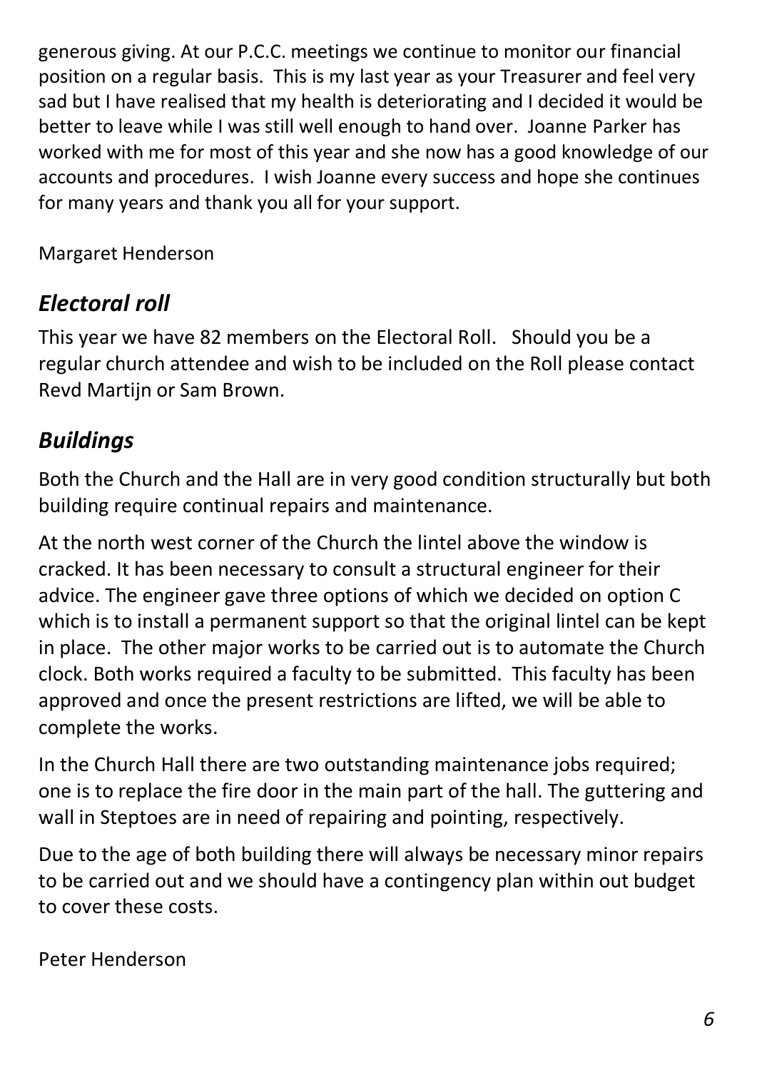generous giving. At our P.C.C. meetings we continue to monitor our financial position on a regular basis. This is my last year as your Treasurer and feel very sad but I have realised that my health is deteriorating and I decided it would be better to leave while I was still well enough to hand over. Joanne Parker has worked with me for most of this year and she now has a good knowledge of our accounts and procedures. I wish Joanne every success and hope she continues for many years and thank you all for your support.

Margaret Henderson

## *Electoral roll*

This year we have 82 members on the Electoral Roll. Should you be a regular church attendee and wish to be included on the Roll please contact Revd Martijn or Sam Brown.

## *Buildings*

Both the Church and the Hall are in very good condition structurally but both building require continual repairs and maintenance.

At the north west corner of the Church the lintel above the window is cracked. It has been necessary to consult a structural engineer for their advice. The engineer gave three options of which we decided on option C which is to install a permanent support so that the original lintel can be kept in place. The other major works to be carried out is to automate the Church clock. Both works required a faculty to be submitted. This faculty has been approved and once the present restrictions are lifted, we will be able to complete the works.

In the Church Hall there are two outstanding maintenance jobs required; one is to replace the fire door in the main part of the hall. The guttering and wall in Steptoes are in need of repairing and pointing, respectively.

Due to the age of both building there will always be necessary minor repairs to be carried out and we should have a contingency plan within out budget to cover these costs.

Peter Henderson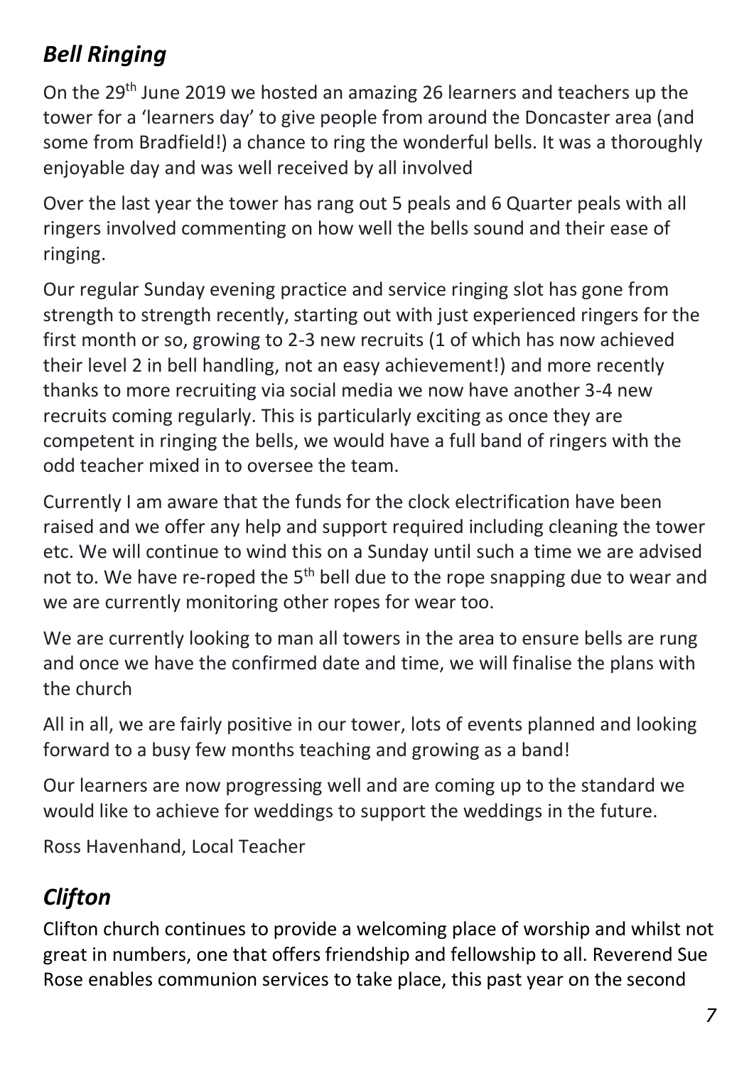## *Bell Ringing*

On the 29th June 2019 we hosted an amazing 26 learners and teachers up the tower for a 'learners day' to give people from around the Doncaster area (and some from Bradfield!) a chance to ring the wonderful bells. It was a thoroughly enjoyable day and was well received by all involved

Over the last year the tower has rang out 5 peals and 6 Quarter peals with all ringers involved commenting on how well the bells sound and their ease of ringing.

Our regular Sunday evening practice and service ringing slot has gone from strength to strength recently, starting out with just experienced ringers for the first month or so, growing to 2-3 new recruits (1 of which has now achieved their level 2 in bell handling, not an easy achievement!) and more recently thanks to more recruiting via social media we now have another 3-4 new recruits coming regularly. This is particularly exciting as once they are competent in ringing the bells, we would have a full band of ringers with the odd teacher mixed in to oversee the team.

Currently I am aware that the funds for the clock electrification have been raised and we offer any help and support required including cleaning the tower etc. We will continue to wind this on a Sunday until such a time we are advised not to. We have re-roped the 5th bell due to the rope snapping due to wear and we are currently monitoring other ropes for wear too.

We are currently looking to man all towers in the area to ensure bells are rung and once we have the confirmed date and time, we will finalise the plans with the church

All in all, we are fairly positive in our tower, lots of events planned and looking forward to a busy few months teaching and growing as a band!

Our learners are now progressing well and are coming up to the standard we would like to achieve for weddings to support the weddings in the future.

Ross Havenhand, Local Teacher

## *Clifton*

Clifton church continues to provide a welcoming place of worship and whilst not great in numbers, one that offers friendship and fellowship to all. Reverend Sue Rose enables communion services to take place, this past year on the second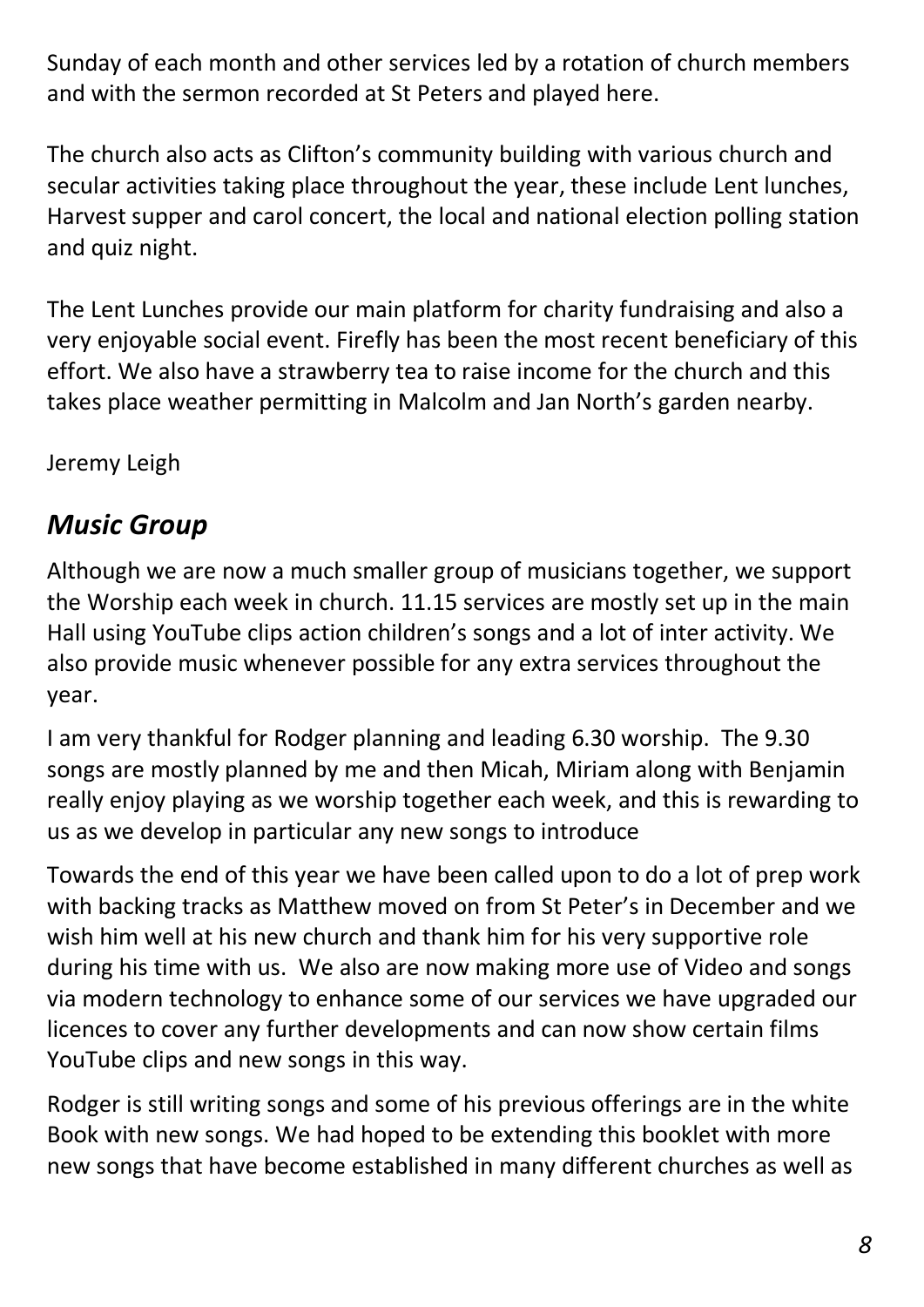Sunday of each month and other services led by a rotation of church members and with the sermon recorded at St Peters and played here.

The church also acts as Clifton's community building with various church and secular activities taking place throughout the year, these include Lent lunches, Harvest supper and carol concert, the local and national election polling station and quiz night.

The Lent Lunches provide our main platform for charity fundraising and also a very enjoyable social event. Firefly has been the most recent beneficiary of this effort. We also have a strawberry tea to raise income for the church and this takes place weather permitting in Malcolm and Jan North's garden nearby.

Jeremy Leigh

## *Music Group*

Although we are now a much smaller group of musicians together, we support the Worship each week in church. 11.15 services are mostly set up in the main Hall using YouTube clips action children's songs and a lot of inter activity. We also provide music whenever possible for any extra services throughout the year.

I am very thankful for Rodger planning and leading 6.30 worship. The 9.30 songs are mostly planned by me and then Micah, Miriam along with Benjamin really enjoy playing as we worship together each week, and this is rewarding to us as we develop in particular any new songs to introduce

Towards the end of this year we have been called upon to do a lot of prep work with backing tracks as Matthew moved on from St Peter's in December and we wish him well at his new church and thank him for his very supportive role during his time with us. We also are now making more use of Video and songs via modern technology to enhance some of our services we have upgraded our licences to cover any further developments and can now show certain films YouTube clips and new songs in this way.

Rodger is still writing songs and some of his previous offerings are in the white Book with new songs. We had hoped to be extending this booklet with more new songs that have become established in many different churches as well as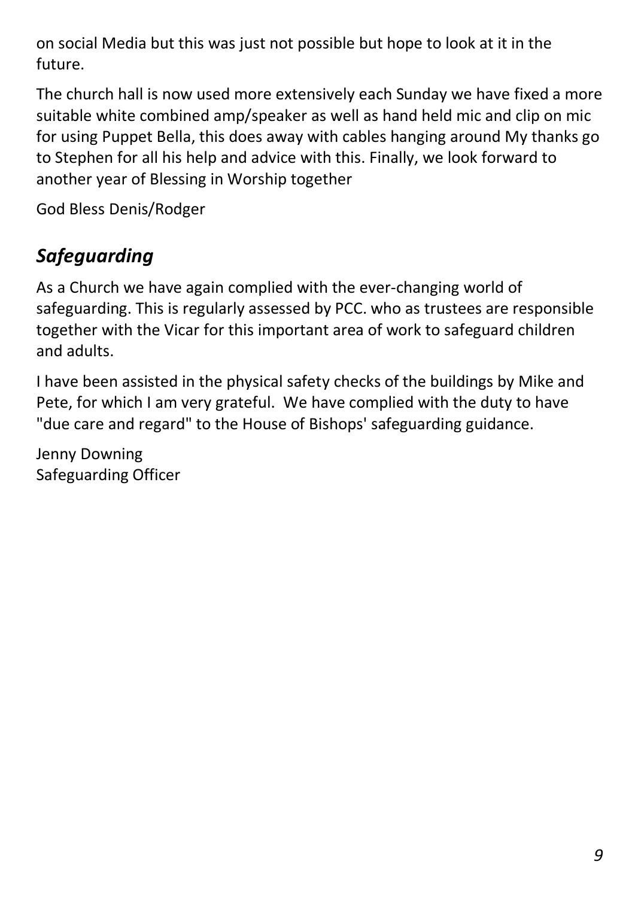on social Media but this was just not possible but hope to look at it in the future.

The church hall is now used more extensively each Sunday we have fixed a more suitable white combined amp/speaker as well as hand held mic and clip on mic for using Puppet Bella, this does away with cables hanging around My thanks go to Stephen for all his help and advice with this. Finally, we look forward to another year of Blessing in Worship together

God Bless Denis/Rodger

## *Safeguarding*

As a Church we have again complied with the ever-changing world of safeguarding. This is regularly assessed by PCC. who as trustees are responsible together with the Vicar for this important area of work to safeguard children and adults.

I have been assisted in the physical safety checks of the buildings by Mike and Pete, for which I am very grateful.  We have complied with the duty to have "due care and regard" to the House of Bishops' safeguarding guidance.

Jenny Downing  
Safeguarding Officer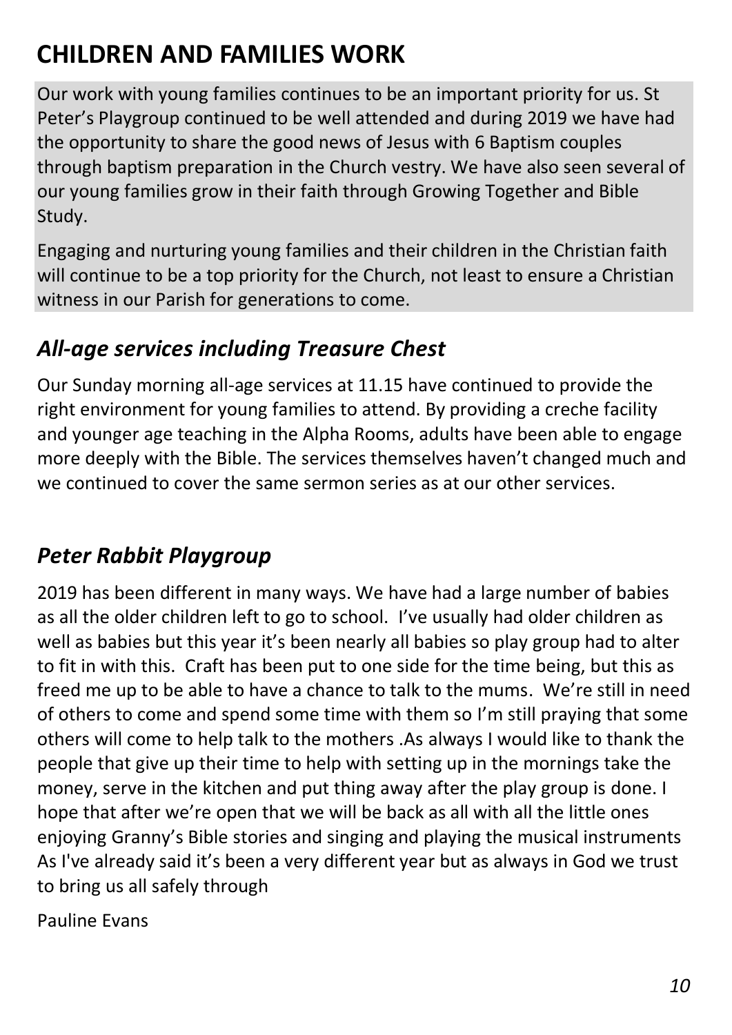# CHILDREN AND FAMILIES WORK

Our work with young families continues to be an important priority for us. St Peter's Playgroup continued to be well attended and during 2019 we have had the opportunity to share the good news of Jesus with 6 Baptism couples through baptism preparation in the Church vestry. We have also seen several of our young families grow in their faith through Growing Together and Bible Study.

Engaging and nurturing young families and their children in the Christian faith will continue to be a top priority for the Church, not least to ensure a Christian witness in our Parish for generations to come.

## *All-age services including Treasure Chest*

Our Sunday morning all-age services at 11.15 have continued to provide the right environment for young families to attend. By providing a creche facility and younger age teaching in the Alpha Rooms, adults have been able to engage more deeply with the Bible. The services themselves haven't changed much and we continued to cover the same sermon series as at our other services.

## *Peter Rabbit Playgroup*

2019 has been different in many ways. We have had a large number of babies as all the older children left to go to school. I've usually had older children as well as babies but this year it's been nearly all babies so play group had to alter to fit in with this. Craft has been put to one side for the time being, but this as freed me up to be able to have a chance to talk to the mums. We're still in need of others to come and spend some time with them so I'm still praying that some others will come to help talk to the mothers .As always I would like to thank the people that give up their time to help with setting up in the mornings take the money, serve in the kitchen and put thing away after the play group is done. I hope that after we're open that we will be back as all with all the little ones enjoying Granny's Bible stories and singing and playing the musical instruments As I've already said it's been a very different year but as always in God we trust to bring us all safely through

Pauline Evans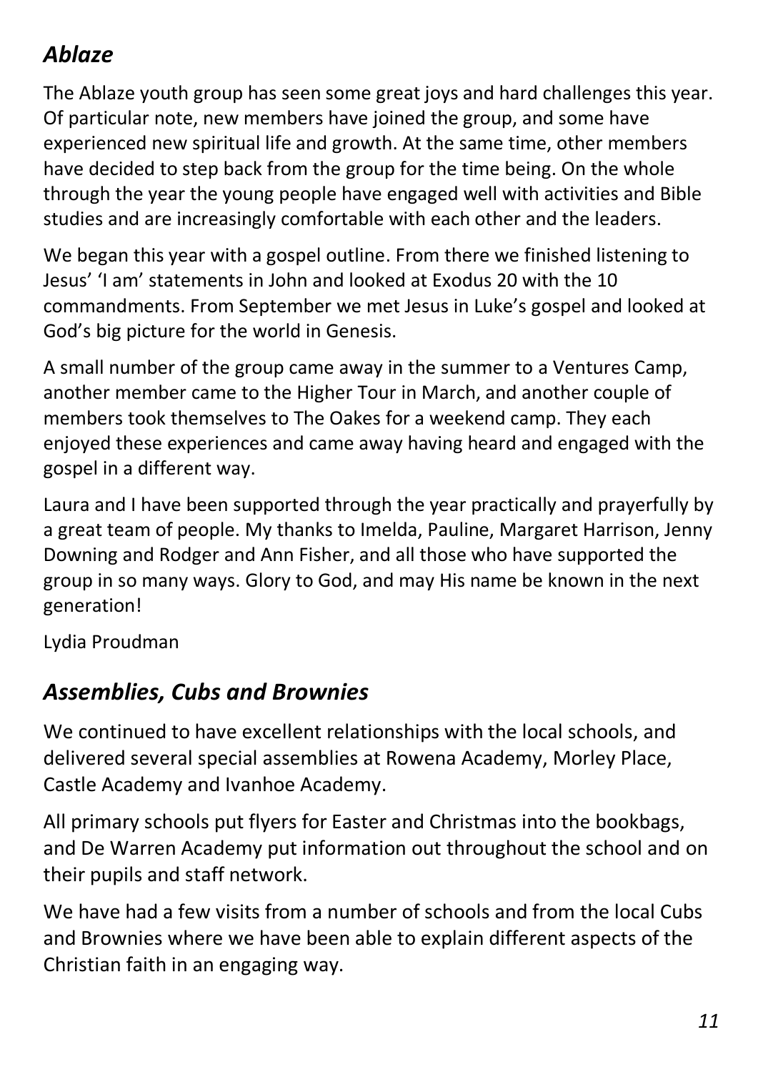## *Ablaze*

The Ablaze youth group has seen some great joys and hard challenges this year. Of particular note, new members have joined the group, and some have experienced new spiritual life and growth. At the same time, other members have decided to step back from the group for the time being. On the whole through the year the young people have engaged well with activities and Bible studies and are increasingly comfortable with each other and the leaders.

We began this year with a gospel outline. From there we finished listening to Jesus' 'I am' statements in John and looked at Exodus 20 with the 10 commandments. From September we met Jesus in Luke's gospel and looked at God's big picture for the world in Genesis.

A small number of the group came away in the summer to a Ventures Camp, another member came to the Higher Tour in March, and another couple of members took themselves to The Oakes for a weekend camp. They each enjoyed these experiences and came away having heard and engaged with the gospel in a different way.

Laura and I have been supported through the year practically and prayerfully by a great team of people. My thanks to Imelda, Pauline, Margaret Harrison, Jenny Downing and Rodger and Ann Fisher, and all those who have supported the group in so many ways. Glory to God, and may His name be known in the next generation!

Lydia Proudman

## *Assemblies, Cubs and Brownies*

We continued to have excellent relationships with the local schools, and delivered several special assemblies at Rowena Academy, Morley Place, Castle Academy and Ivanhoe Academy.

All primary schools put flyers for Easter and Christmas into the bookbags, and De Warren Academy put information out throughout the school and on their pupils and staff network.

We have had a few visits from a number of schools and from the local Cubs and Brownies where we have been able to explain different aspects of the Christian faith in an engaging way.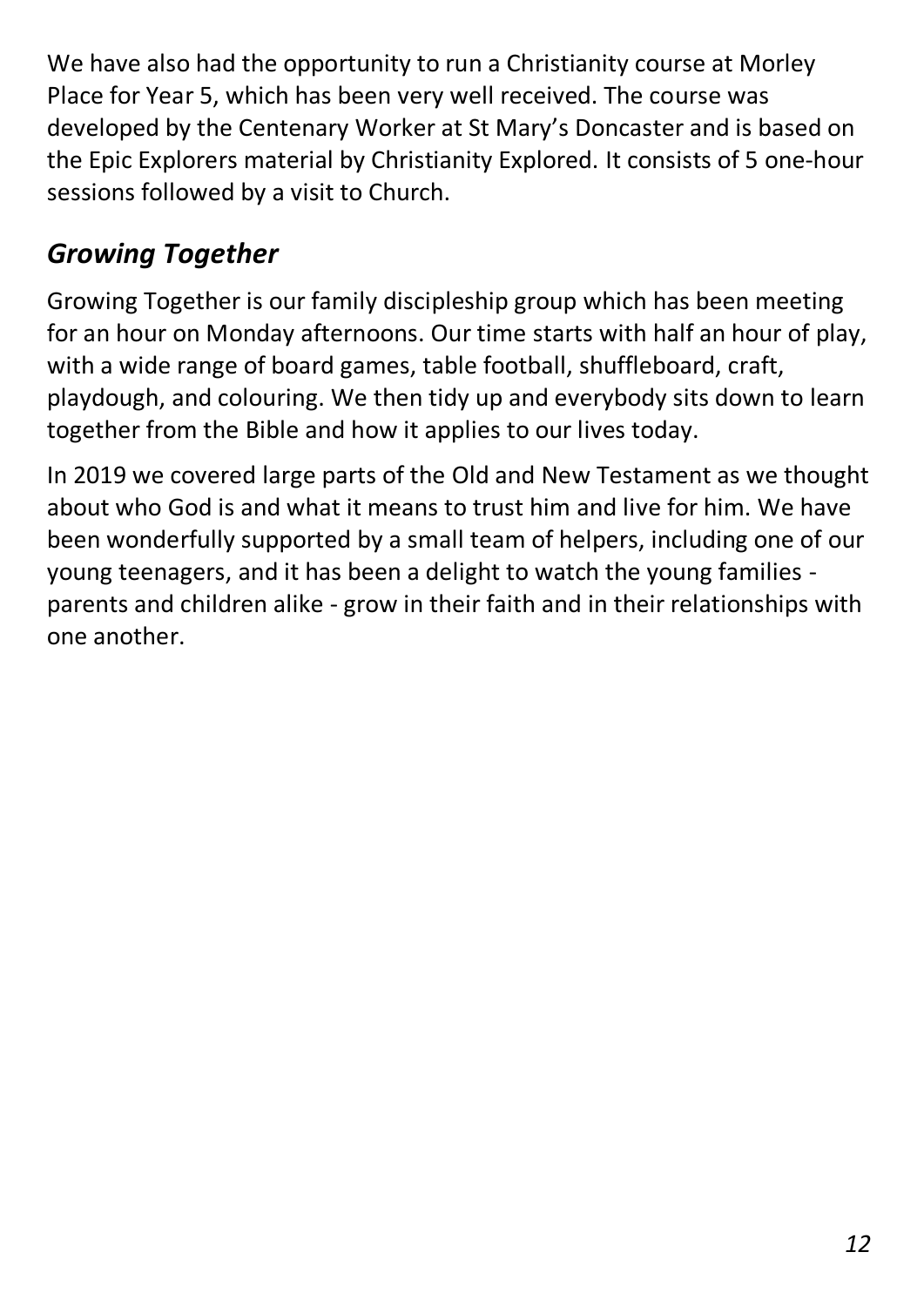We have also had the opportunity to run a Christianity course at Morley Place for Year 5, which has been very well received. The course was developed by the Centenary Worker at St Mary's Doncaster and is based on the Epic Explorers material by Christianity Explored. It consists of 5 one-hour sessions followed by a visit to Church.

## *Growing Together*

Growing Together is our family discipleship group which has been meeting for an hour on Monday afternoons. Our time starts with half an hour of play, with a wide range of board games, table football, shuffleboard, craft, playdough, and colouring. We then tidy up and everybody sits down to learn together from the Bible and how it applies to our lives today.

In 2019 we covered large parts of the Old and New Testament as we thought about who God is and what it means to trust him and live for him. We have been wonderfully supported by a small team of helpers, including one of our young teenagers, and it has been a delight to watch the young families - parents and children alike - grow in their faith and in their relationships with one another.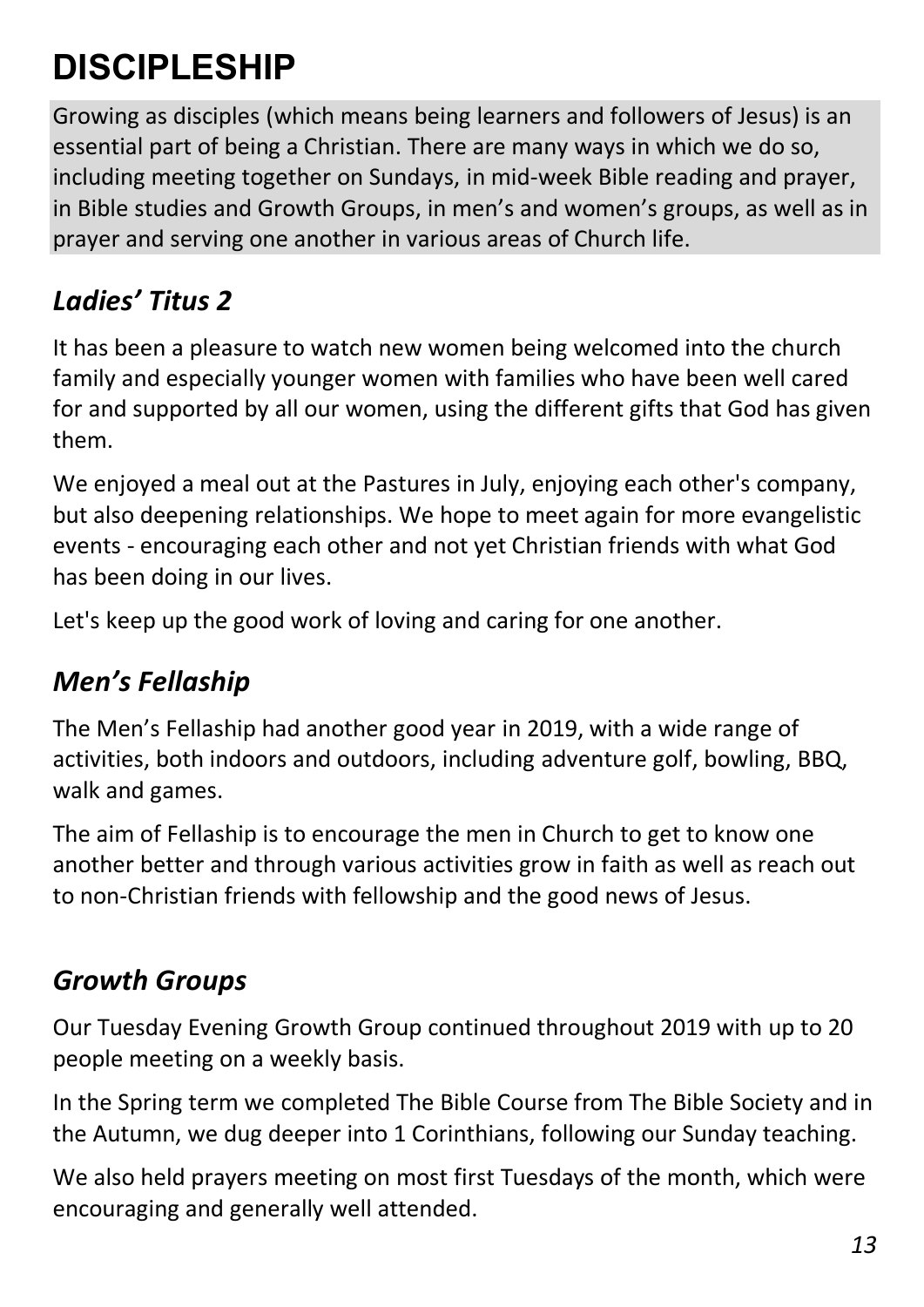# DISCIPLESHIP

Growing as disciples (which means being learners and followers of Jesus) is an essential part of being a Christian. There are many ways in which we do so, including meeting together on Sundays, in mid-week Bible reading and prayer, in Bible studies and Growth Groups, in men's and women's groups, as well as in prayer and serving one another in various areas of Church life.

## *Ladies' Titus 2*

It has been a pleasure to watch new women being welcomed into the church family and especially younger women with families who have been well cared for and supported by all our women, using the different gifts that God has given them.

We enjoyed a meal out at the Pastures in July, enjoying each other's company, but also deepening relationships. We hope to meet again for more evangelistic events - encouraging each other and not yet Christian friends with what God has been doing in our lives.

Let's keep up the good work of loving and caring for one another.

## *Men's Fellaship*

The Men's Fellaship had another good year in 2019, with a wide range of activities, both indoors and outdoors, including adventure golf, bowling, BBQ, walk and games.

The aim of Fellaship is to encourage the men in Church to get to know one another better and through various activities grow in faith as well as reach out to non-Christian friends with fellowship and the good news of Jesus.

## *Growth Groups*

Our Tuesday Evening Growth Group continued throughout 2019 with up to 20 people meeting on a weekly basis.

In the Spring term we completed The Bible Course from The Bible Society and in the Autumn, we dug deeper into 1 Corinthians, following our Sunday teaching.

We also held prayers meeting on most first Tuesdays of the month, which were encouraging and generally well attended.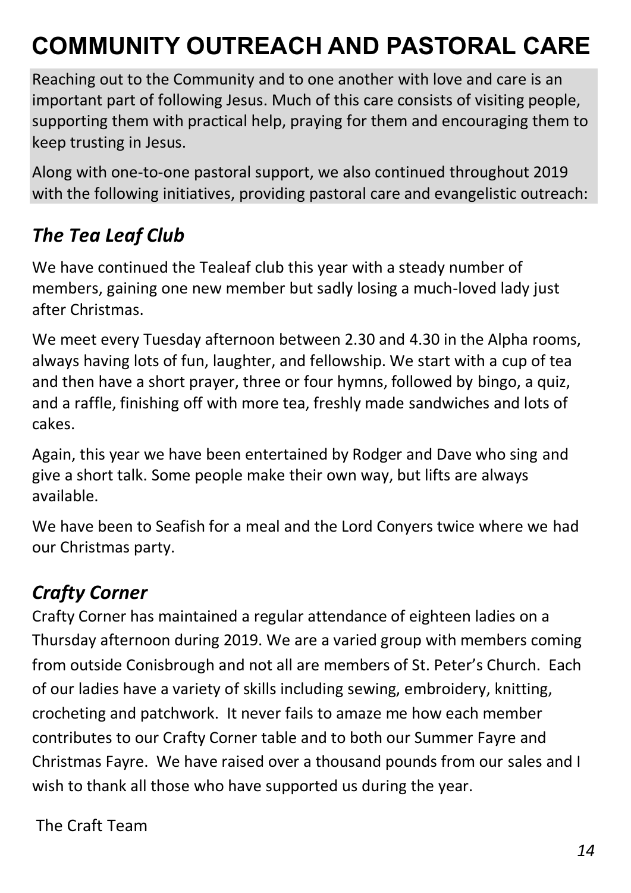# COMMUNITY OUTREACH AND PASTORAL CARE

Reaching out to the Community and to one another with love and care is an important part of following Jesus. Much of this care consists of visiting people, supporting them with practical help, praying for them and encouraging them to keep trusting in Jesus.

Along with one-to-one pastoral support, we also continued throughout 2019 with the following initiatives, providing pastoral care and evangelistic outreach:

## *The Tea Leaf Club*

We have continued the Tealeaf club this year with a steady number of members, gaining one new member but sadly losing a much-loved lady just after Christmas.

We meet every Tuesday afternoon between 2.30 and 4.30 in the Alpha rooms, always having lots of fun, laughter, and fellowship. We start with a cup of tea and then have a short prayer, three or four hymns, followed by bingo, a quiz, and a raffle, finishing off with more tea, freshly made sandwiches and lots of cakes.

Again, this year we have been entertained by Rodger and Dave who sing and give a short talk. Some people make their own way, but lifts are always available.

We have been to Seafish for a meal and the Lord Conyers twice where we had our Christmas party.

## *Crafty Corner*

Crafty Corner has maintained a regular attendance of eighteen ladies on a Thursday afternoon during 2019. We are a varied group with members coming from outside Conisbrough and not all are members of St. Peter's Church. Each of our ladies have a variety of skills including sewing, embroidery, knitting, crocheting and patchwork. It never fails to amaze me how each member contributes to our Crafty Corner table and to both our Summer Fayre and Christmas Fayre. We have raised over a thousand pounds from our sales and I wish to thank all those who have supported us during the year.

The Craft Team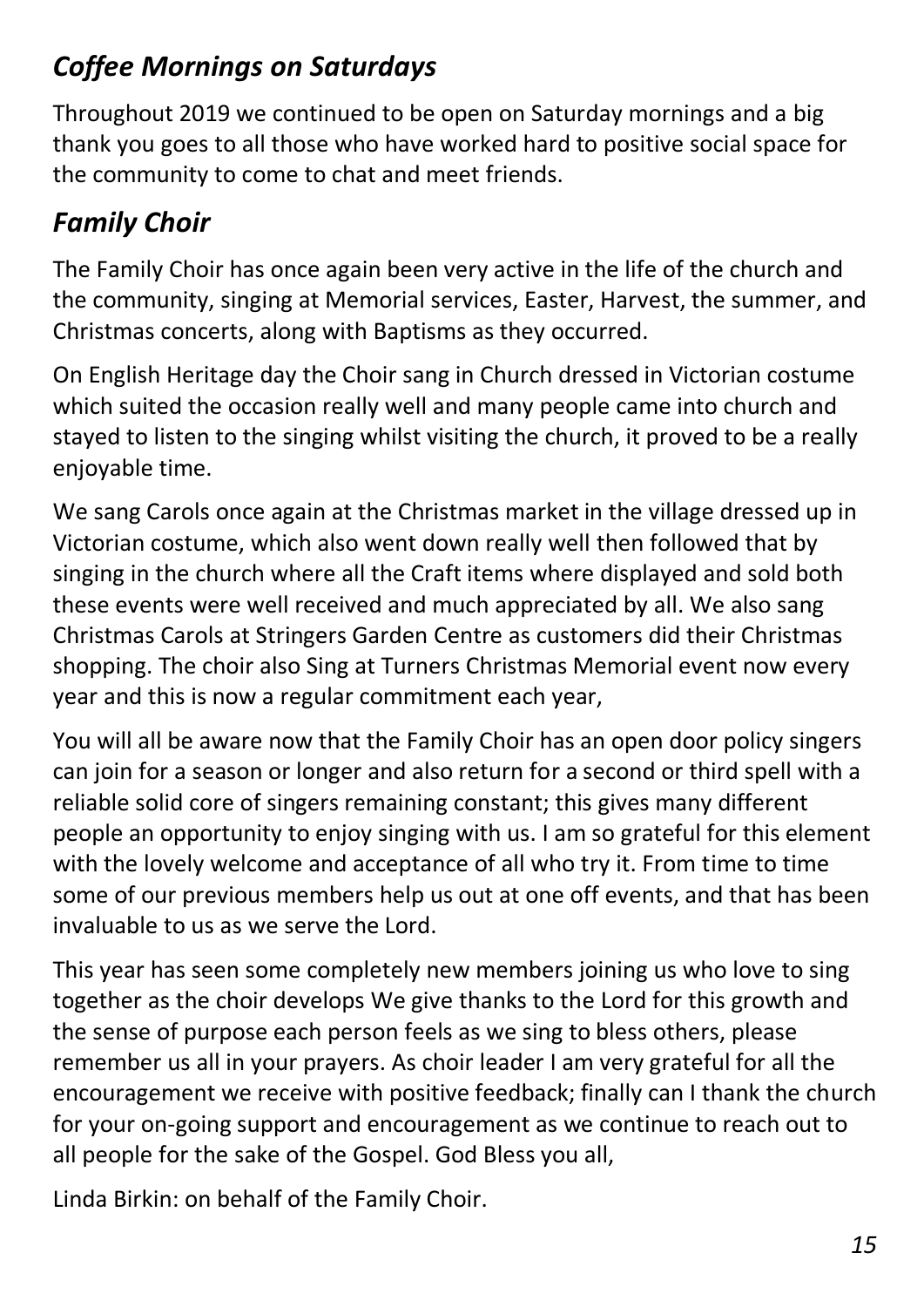## *Coffee Mornings on Saturdays*

Throughout 2019 we continued to be open on Saturday mornings and a big thank you goes to all those who have worked hard to positive social space for the community to come to chat and meet friends.

## *Family Choir*

The Family Choir has once again been very active in the life of the church and the community, singing at Memorial services, Easter, Harvest, the summer, and Christmas concerts, along with Baptisms as they occurred.

On English Heritage day the Choir sang in Church dressed in Victorian costume which suited the occasion really well and many people came into church and stayed to listen to the singing whilst visiting the church, it proved to be a really enjoyable time.

We sang Carols once again at the Christmas market in the village dressed up in Victorian costume, which also went down really well then followed that by singing in the church where all the Craft items where displayed and sold both these events were well received and much appreciated by all. We also sang Christmas Carols at Stringers Garden Centre as customers did their Christmas shopping. The choir also Sing at Turners Christmas Memorial event now every year and this is now a regular commitment each year,

You will all be aware now that the Family Choir has an open door policy singers can join for a season or longer and also return for a second or third spell with a reliable solid core of singers remaining constant; this gives many different people an opportunity to enjoy singing with us. I am so grateful for this element with the lovely welcome and acceptance of all who try it. From time to time some of our previous members help us out at one off events, and that has been invaluable to us as we serve the Lord.

This year has seen some completely new members joining us who love to sing together as the choir develops We give thanks to the Lord for this growth and the sense of purpose each person feels as we sing to bless others, please remember us all in your prayers. As choir leader I am very grateful for all the encouragement we receive with positive feedback; finally can I thank the church for your on-going support and encouragement as we continue to reach out to all people for the sake of the Gospel. God Bless you all,

Linda Birkin: on behalf of the Family Choir.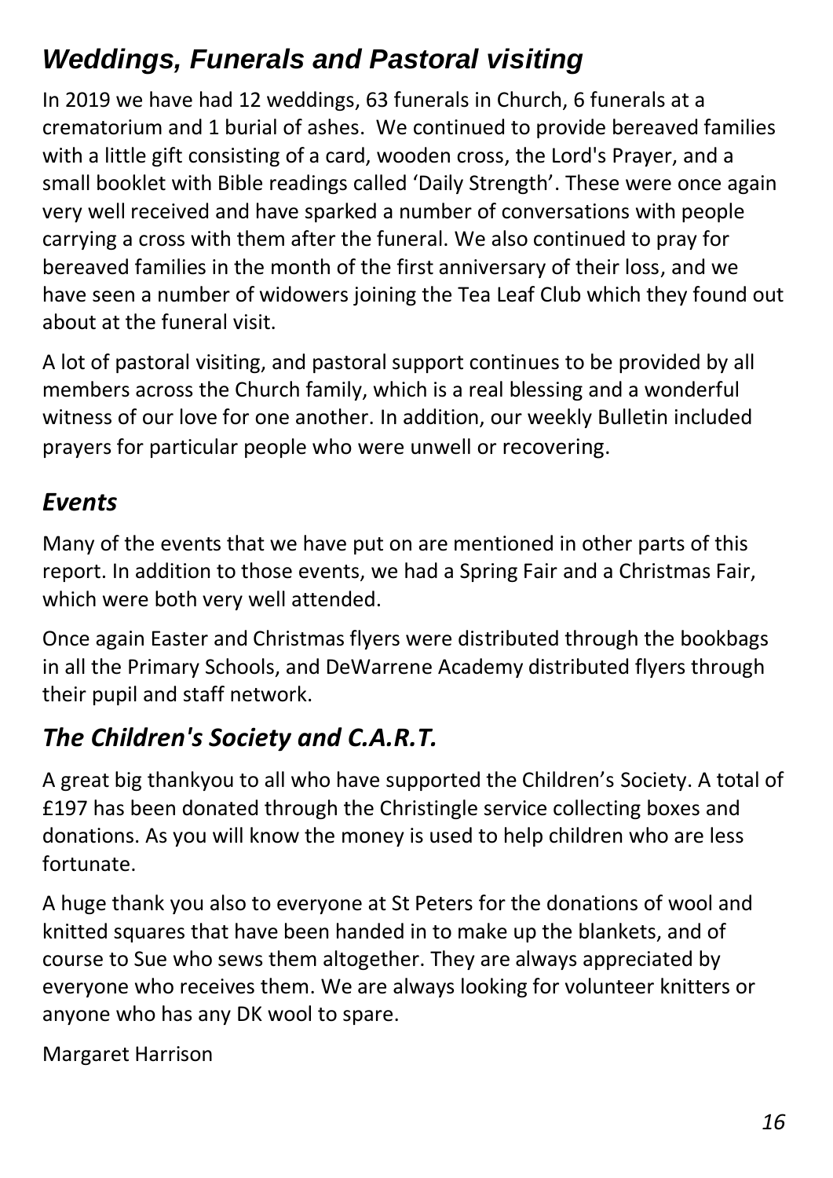## *Weddings, Funerals and Pastoral visiting*

In 2019 we have had 12 weddings, 63 funerals in Church, 6 funerals at a crematorium and 1 burial of ashes. We continued to provide bereaved families with a little gift consisting of a card, wooden cross, the Lord's Prayer, and a small booklet with Bible readings called 'Daily Strength'. These were once again very well received and have sparked a number of conversations with people carrying a cross with them after the funeral. We also continued to pray for bereaved families in the month of the first anniversary of their loss, and we have seen a number of widowers joining the Tea Leaf Club which they found out about at the funeral visit.

A lot of pastoral visiting, and pastoral support continues to be provided by all members across the Church family, which is a real blessing and a wonderful witness of our love for one another. In addition, our weekly Bulletin included prayers for particular people who were unwell or recovering.

## *Events*

Many of the events that we have put on are mentioned in other parts of this report. In addition to those events, we had a Spring Fair and a Christmas Fair, which were both very well attended.

Once again Easter and Christmas flyers were distributed through the bookbags in all the Primary Schools, and DeWarrene Academy distributed flyers through their pupil and staff network.

## *The Children's Society and C.A.R.T.*

A great big thankyou to all who have supported the Children's Society. A total of £197 has been donated through the Christingle service collecting boxes and donations. As you will know the money is used to help children who are less fortunate.

A huge thank you also to everyone at St Peters for the donations of wool and knitted squares that have been handed in to make up the blankets, and of course to Sue who sews them altogether. They are always appreciated by everyone who receives them. We are always looking for volunteer knitters or anyone who has any DK wool to spare.

Margaret Harrison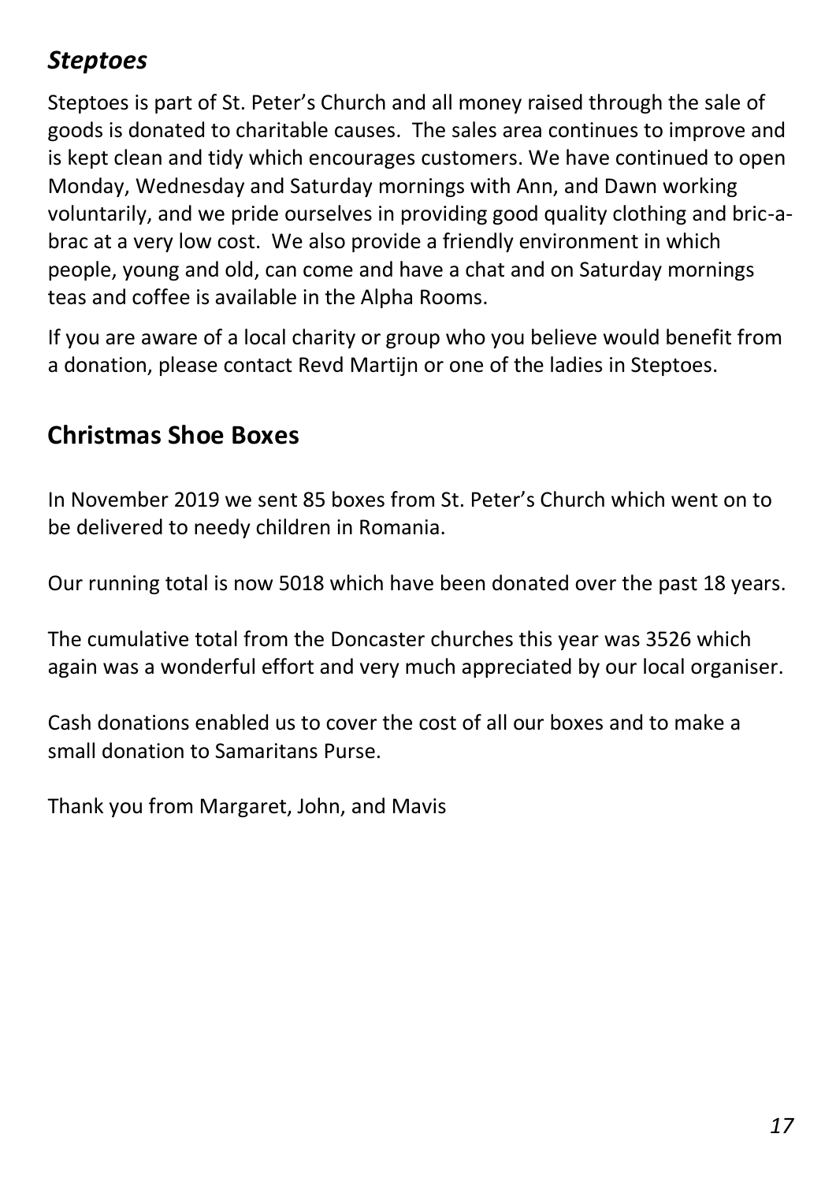## *Steptoes*

Steptoes is part of St. Peter's Church and all money raised through the sale of goods is donated to charitable causes. The sales area continues to improve and is kept clean and tidy which encourages customers. We have continued to open Monday, Wednesday and Saturday mornings with Ann, and Dawn working voluntarily, and we pride ourselves in providing good quality clothing and bric-a-brac at a very low cost. We also provide a friendly environment in which people, young and old, can come and have a chat and on Saturday mornings teas and coffee is available in the Alpha Rooms.

If you are aware of a local charity or group who you believe would benefit from a donation, please contact Revd Martijn or one of the ladies in Steptoes.

## Christmas Shoe Boxes

In November 2019 we sent 85 boxes from St. Peter's Church which went on to be delivered to needy children in Romania.

Our running total is now 5018 which have been donated over the past 18 years.

The cumulative total from the Doncaster churches this year was 3526 which again was a wonderful effort and very much appreciated by our local organiser.

Cash donations enabled us to cover the cost of all our boxes and to make a small donation to Samaritans Purse.

Thank you from Margaret, John, and Mavis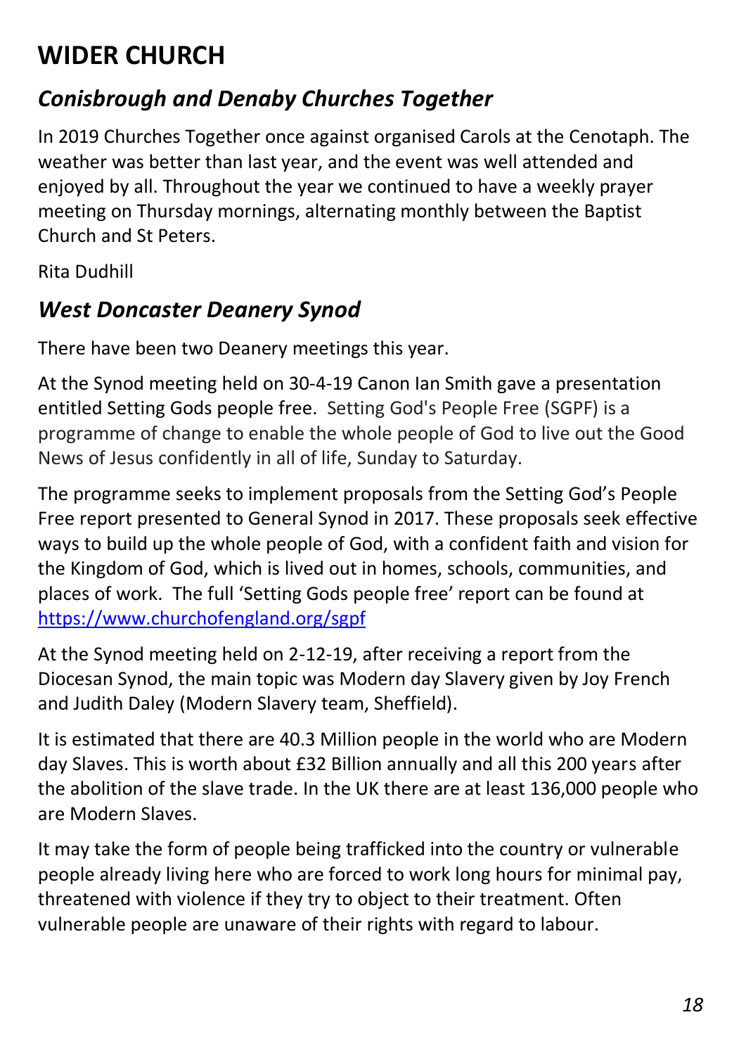# WIDER CHURCH

## *Conisbrough and Denaby Churches Together*

In 2019 Churches Together once against organised Carols at the Cenotaph. The weather was better than last year, and the event was well attended and enjoyed by all. Throughout the year we continued to have a weekly prayer meeting on Thursday mornings, alternating monthly between the Baptist Church and St Peters.

Rita Dudhill

## *West Doncaster Deanery Synod*

There have been two Deanery meetings this year.

At the Synod meeting held on 30-4-19 Canon Ian Smith gave a presentation entitled Setting Gods people free. Setting God's People Free (SGPF) is a programme of change to enable the whole people of God to live out the Good News of Jesus confidently in all of life, Sunday to Saturday.

The programme seeks to implement proposals from the Setting God's People Free report presented to General Synod in 2017. These proposals seek effective ways to build up the whole people of God, with a confident faith and vision for the Kingdom of God, which is lived out in homes, schools, communities, and places of work. The full 'Setting Gods people free' report can be found at [https://www.churchofengland.org/sgpf](https://www.churchofengland.org/sgpf)

At the Synod meeting held on 2-12-19, after receiving a report from the Diocesan Synod, the main topic was Modern day Slavery given by Joy French and Judith Daley (Modern Slavery team, Sheffield).

It is estimated that there are 40.3 Million people in the world who are Modern day Slaves. This is worth about £32 Billion annually and all this 200 years after the abolition of the slave trade. In the UK there are at least 136,000 people who are Modern Slaves.

It may take the form of people being trafficked into the country or vulnerable people already living here who are forced to work long hours for minimal pay, threatened with violence if they try to object to their treatment. Often vulnerable people are unaware of their rights with regard to labour.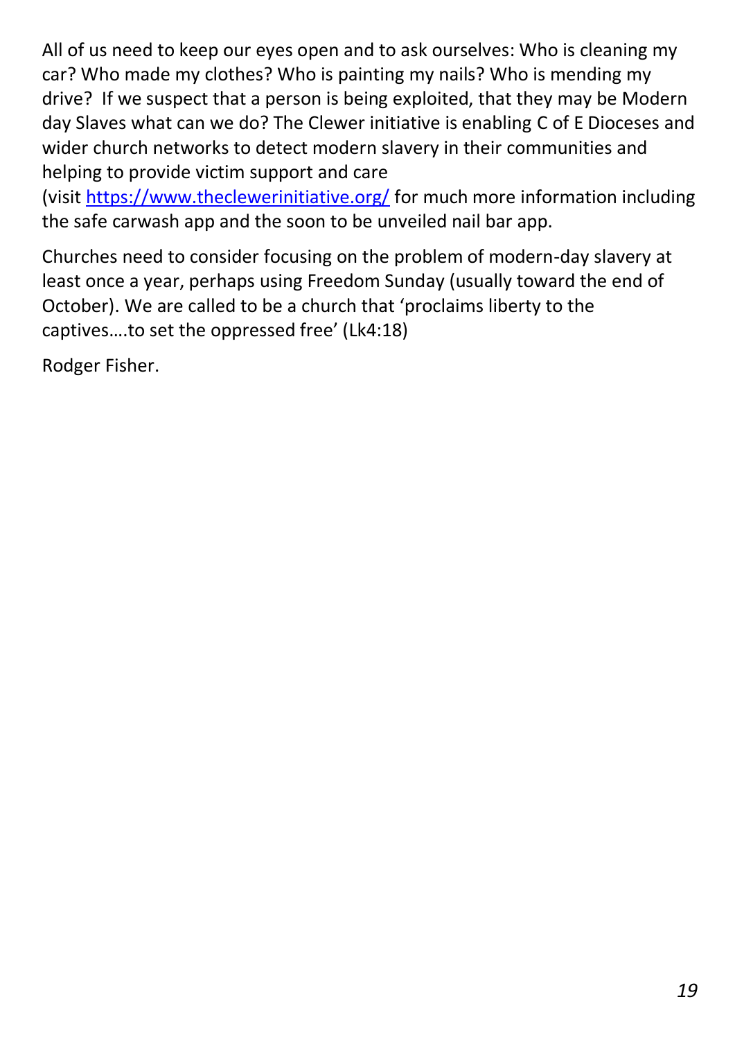All of us need to keep our eyes open and to ask ourselves: Who is cleaning my car? Who made my clothes? Who is painting my nails? Who is mending my drive? If we suspect that a person is being exploited, that they may be Modern day Slaves what can we do? The Clewer initiative is enabling C of E Dioceses and wider church networks to detect modern slavery in their communities and helping to provide victim support and care (visit [https://www.theclewerinitiative.org/](https://www.theclewerinitiative.org/) for much more information including the safe carwash app and the soon to be unveiled nail bar app.

Churches need to consider focusing on the problem of modern-day slavery at least once a year, perhaps using Freedom Sunday (usually toward the end of October). We are called to be a church that 'proclaims liberty to the captives….to set the oppressed free' (Lk4:18)

Rodger Fisher.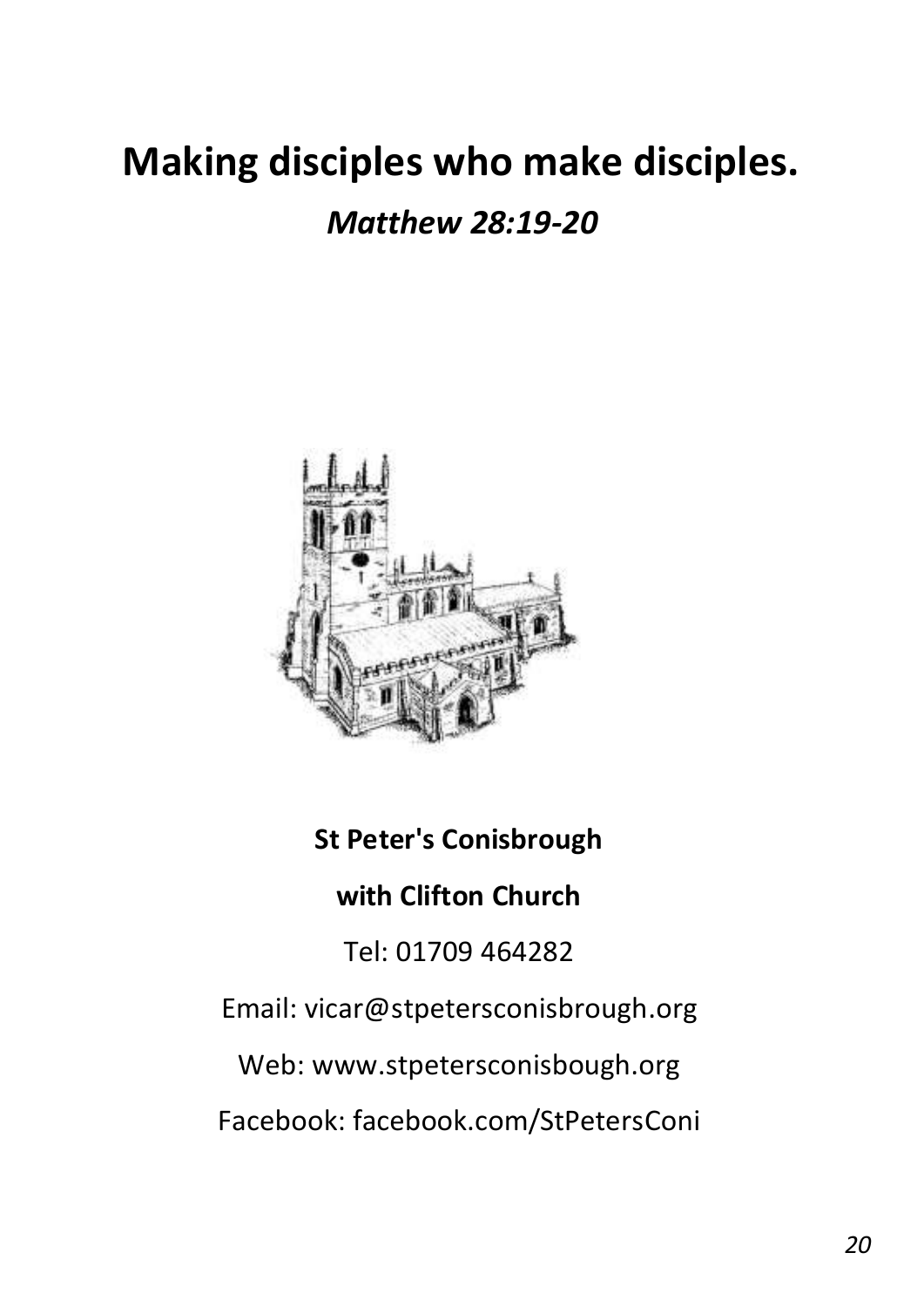# Making disciples who make disciples.

*Matthew 28:19-20*

**St Peter's Conisbrough**

**with Clifton Church**

Tel: 01709 464282

Email: vicar@stpetersconisbrough.org

Web: www.stpetersconisbough.org

Facebook: facebook.com/StPetersConi